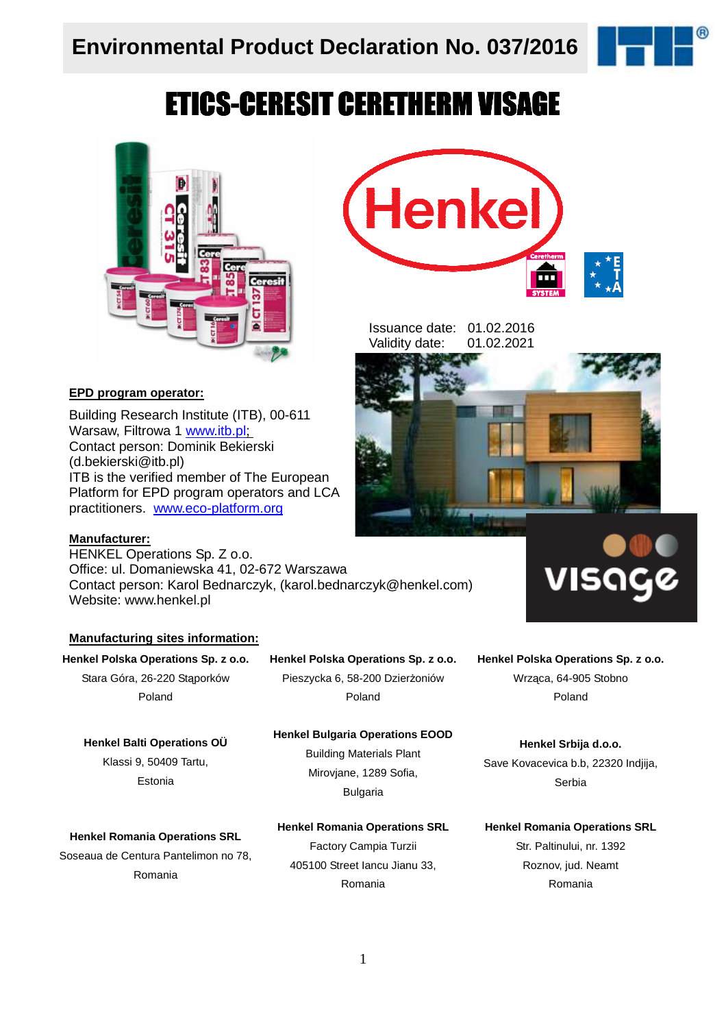# Environmental Product Declaration No. 037/2016

# ETICS-CERESIT CERETHERM VISAGE

Issuance date: 01.02.2016
Validity date: 01.02.2021

**EPD program operator:**

Building Research Institute (ITB), 00-611 Warsaw, Filtrowa 1 www.itb.pl;
Contact person: Dominik Bekierski (d.bekierski@itb.pl)
ITB is the verified member of The European Platform for EPD program operators and LCA practitioners. www.eco-platform.org

**Manufacturer:**

HENKEL Operations Sp. Z o.o.
Office: ul. Domaniewska 41, 02-672 Warszawa
Contact person: Karol Bednarczyk, (karol.bednarczyk@henkel.com)
Website: www.henkel.pl

**Manufacturing sites information:**

**Henkel Polska Operations Sp. z o.o.**
Stara Góra, 26-220 Stąporków
Poland

**Henkel Polska Operations Sp. z o.o.**
Pieszycka 6, 58-200 Dzierżoniów
Poland

**Henkel Polska Operations Sp. z o.o.**
Wrząca, 64-905 Stobno
Poland

**Henkel Balti Operations OÜ**
Klassi 9, 50409 Tartu,
Estonia

**Henkel Bulgaria Operations EOOD**
Building Materials Plant
Mirovjane, 1289 Sofia,
Bulgaria

**Henkel Srbija d.o.o.**
Save Kovacevica b.b, 22320 Indjija,
Serbia

**Henkel Romania Operations SRL**
Soseaua de Centura Pantelimon no 78,
Romania

**Henkel Romania Operations SRL**
Factory Campia Turzii
405100 Street Iancu Jianu 33,
Romania

**Henkel Romania Operations SRL**
Str. Paltinului, nr. 1392
Roznov, jud. Neamt
Romania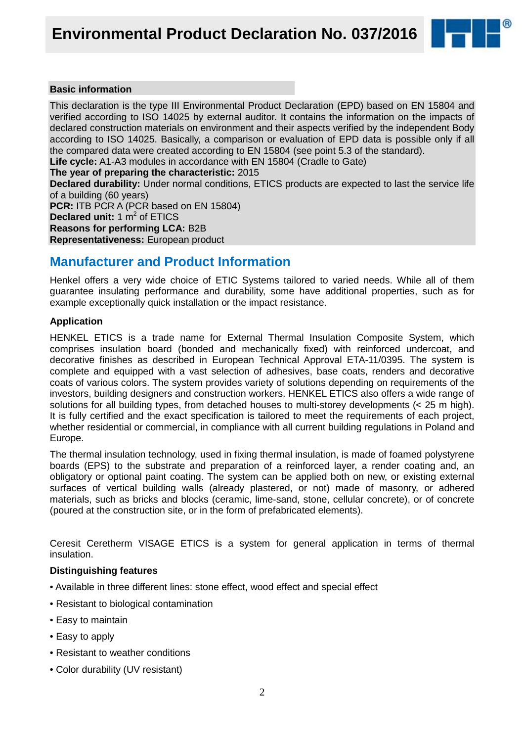## Basic information

This declaration is the type III Environmental Product Declaration (EPD) based on EN 15804 and verified according to ISO 14025 by external auditor. It contains the information on the impacts of declared construction materials on environment and their aspects verified by the independent Body according to ISO 14025. Basically, a comparison or evaluation of EPD data is possible only if all the compared data were created according to EN 15804 (see point 5.3 of the standard).
**Life cycle:** A1-A3 modules in accordance with EN 15804 (Cradle to Gate)
**The year of preparing the characteristic:** 2015
**Declared durability:** Under normal conditions, ETICS products are expected to last the service life of a building (60 years)
**PCR:** ITB PCR A (PCR based on EN 15804)
**Declared unit:** 1 $m^2$ of ETICS
**Reasons for performing LCA:** B2B
**Representativeness:** European product

## Manufacturer and Product Information

Henkel offers a very wide choice of ETIC Systems tailored to varied needs. While all of them guarantee insulating performance and durability, some have additional properties, such as for example exceptionally quick installation or the impact resistance.

### Application

HENKEL ETICS is a trade name for External Thermal Insulation Composite System, which comprises insulation board (bonded and mechanically fixed) with reinforced undercoat, and decorative finishes as described in European Technical Approval ETA-11/0395. The system is complete and equipped with a vast selection of adhesives, base coats, renders and decorative coats of various colors. The system provides variety of solutions depending on requirements of the investors, building designers and construction workers. HENKEL ETICS also offers a wide range of solutions for all building types, from detached houses to multi-storey developments (< 25 m high). It is fully certified and the exact specification is tailored to meet the requirements of each project, whether residential or commercial, in compliance with all current building regulations in Poland and Europe.

The thermal insulation technology, used in fixing thermal insulation, is made of foamed polystyrene boards (EPS) to the substrate and preparation of a reinforced layer, a render coating and, an obligatory or optional paint coating. The system can be applied both on new, or existing external surfaces of vertical building walls (already plastered, or not) made of masonry, or adhered materials, such as bricks and blocks (ceramic, lime-sand, stone, cellular concrete), or of concrete (poured at the construction site, or in the form of prefabricated elements).

Ceresit Ceretherm VISAGE ETICS is a system for general application in terms of thermal insulation.

### Distinguishing features

- Available in three different lines: stone effect, wood effect and special effect
- Resistant to biological contamination
- Easy to maintain
- Easy to apply
- Resistant to weather conditions
- Color durability (UV resistant)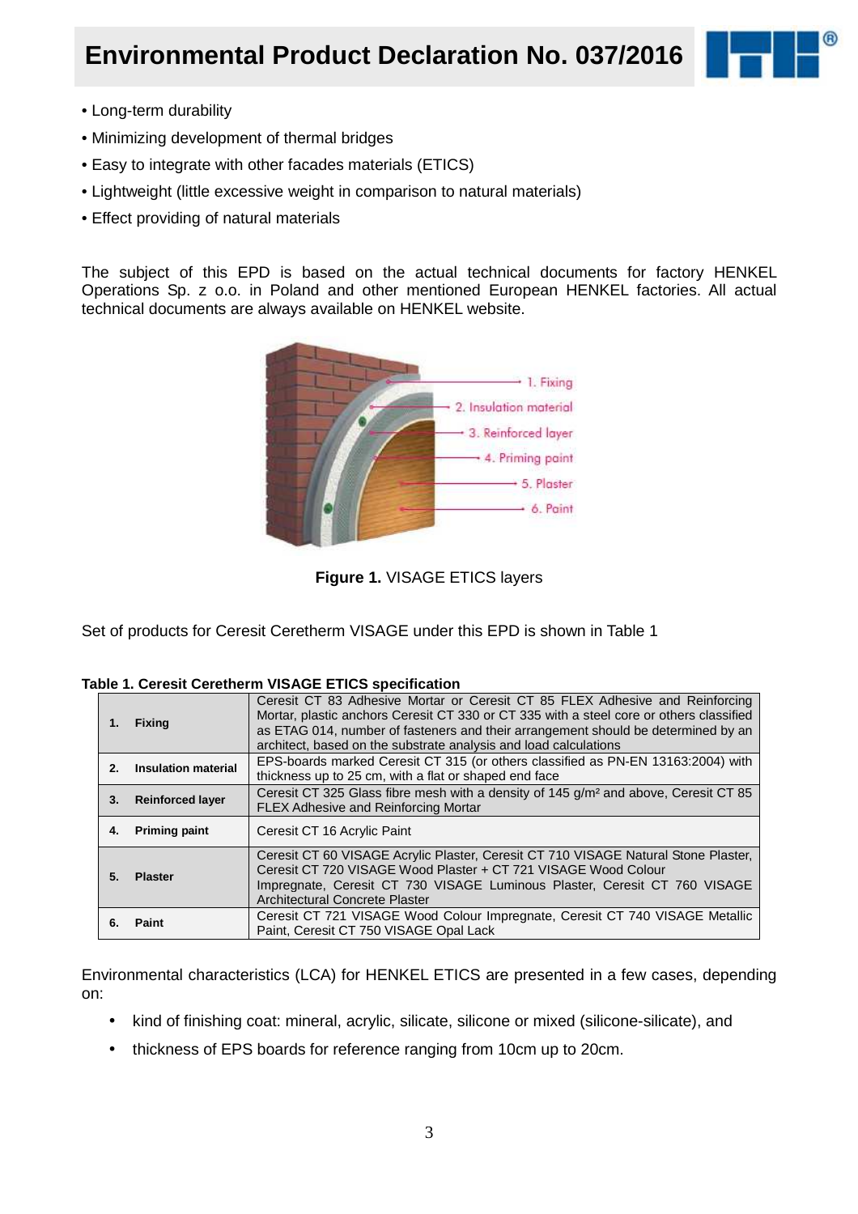- Long-term durability
- Minimizing development of thermal bridges
- Easy to integrate with other facades materials (ETICS)
- Lightweight (little excessive weight in comparison to natural materials)
- Effect providing of natural materials

The subject of this EPD is based on the actual technical documents for factory HENKEL Operations Sp. z o.o. in Poland and other mentioned European HENKEL factories. All actual technical documents are always available on HENKEL website.

**Figure 1.** VISAGE ETICS layers

Set of products for Ceresit Ceretherm VISAGE under this EPD is shown in Table 1

**Table 1. Ceresit Ceretherm VISAGE ETICS specification**

| | |
|---|---|
| **1. Fixing** | Ceresit CT 83 Adhesive Mortar or Ceresit CT 85 FLEX Adhesive and Reinforcing Mortar, plastic anchors Ceresit CT 330 or CT 335 with a steel core or others classified as ETAG 014, number of fasteners and their arrangement should be determined by an architect, based on the substrate analysis and load calculations |
| **2. Insulation material** | EPS-boards marked Ceresit CT 315 (or others classified as PN-EN 13163:2004) with thickness up to 25 cm, with a flat or shaped end face |
| **3. Reinforced layer** | Ceresit CT 325 Glass fibre mesh with a density of 145 g/m² and above, Ceresit CT 85 FLEX Adhesive and Reinforcing Mortar |
| **4. Priming paint** | Ceresit CT 16 Acrylic Paint |
| **5. Plaster** | Ceresit CT 60 VISAGE Acrylic Plaster, Ceresit CT 710 VISAGE Natural Stone Plaster, Ceresit CT 720 VISAGE Wood Plaster + CT 721 VISAGE Wood Colour Impregnate, Ceresit CT 730 VISAGE Luminous Plaster, Ceresit CT 760 VISAGE Architectural Concrete Plaster |
| **6. Paint** | Ceresit CT 721 VISAGE Wood Colour Impregnate, Ceresit CT 740 VISAGE Metallic Paint, Ceresit CT 750 VISAGE Opal Lack |

Environmental characteristics (LCA) for HENKEL ETICS are presented in a few cases, depending on:

- kind of finishing coat: mineral, acrylic, silicate, silicone or mixed (silicone-silicate), and
- thickness of EPS boards for reference ranging from 10cm up to 20cm.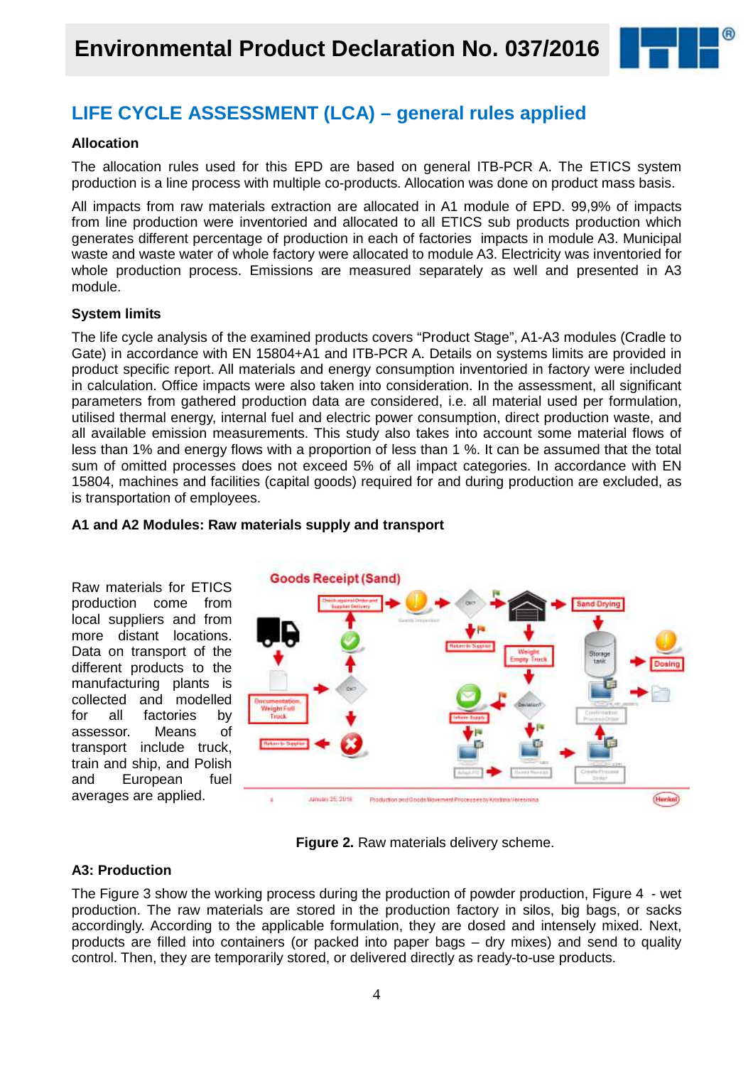## LIFE CYCLE ASSESSMENT (LCA) – general rules applied

### Allocation

The allocation rules used for this EPD are based on general ITB-PCR A. The ETICS system production is a line process with multiple co-products. Allocation was done on product mass basis.

All impacts from raw materials extraction are allocated in A1 module of EPD. 99,9% of impacts from line production were inventoried and allocated to all ETICS sub products production which generates different percentage of production in each of factories impacts in module A3. Municipal waste and waste water of whole factory were allocated to module A3. Electricity was inventoried for whole production process. Emissions are measured separately as well and presented in A3 module.

### System limits

The life cycle analysis of the examined products covers "Product Stage", A1-A3 modules (Cradle to Gate) in accordance with EN 15804+A1 and ITB-PCR A. Details on systems limits are provided in product specific report. All materials and energy consumption inventoried in factory were included in calculation. Office impacts were also taken into consideration. In the assessment, all significant parameters from gathered production data are considered, i.e. all material used per formulation, utilised thermal energy, internal fuel and electric power consumption, direct production waste, and all available emission measurements. This study also takes into account some material flows of less than 1% and energy flows with a proportion of less than 1 %. It can be assumed that the total sum of omitted processes does not exceed 5% of all impact categories. In accordance with EN 15804, machines and facilities (capital goods) required for and during production are excluded, as is transportation of employees.

### A1 and A2 Modules: Raw materials supply and transport

Raw materials for ETICS production come from local suppliers and from more distant locations. Data on transport of the different products to the manufacturing plants is collected and modelled for all factories by assessor. Means of transport include truck, train and ship, and Polish and European fuel averages are applied.

**Figure 2.** Raw materials delivery scheme.

### A3: Production

The Figure 3 show the working process during the production of powder production, Figure 4 - wet production. The raw materials are stored in the production factory in silos, big bags, or sacks accordingly. According to the applicable formulation, they are dosed and intensely mixed. Next, products are filled into containers (or packed into paper bags – dry mixes) and send to quality control. Then, they are temporarily stored, or delivered directly as ready-to-use products.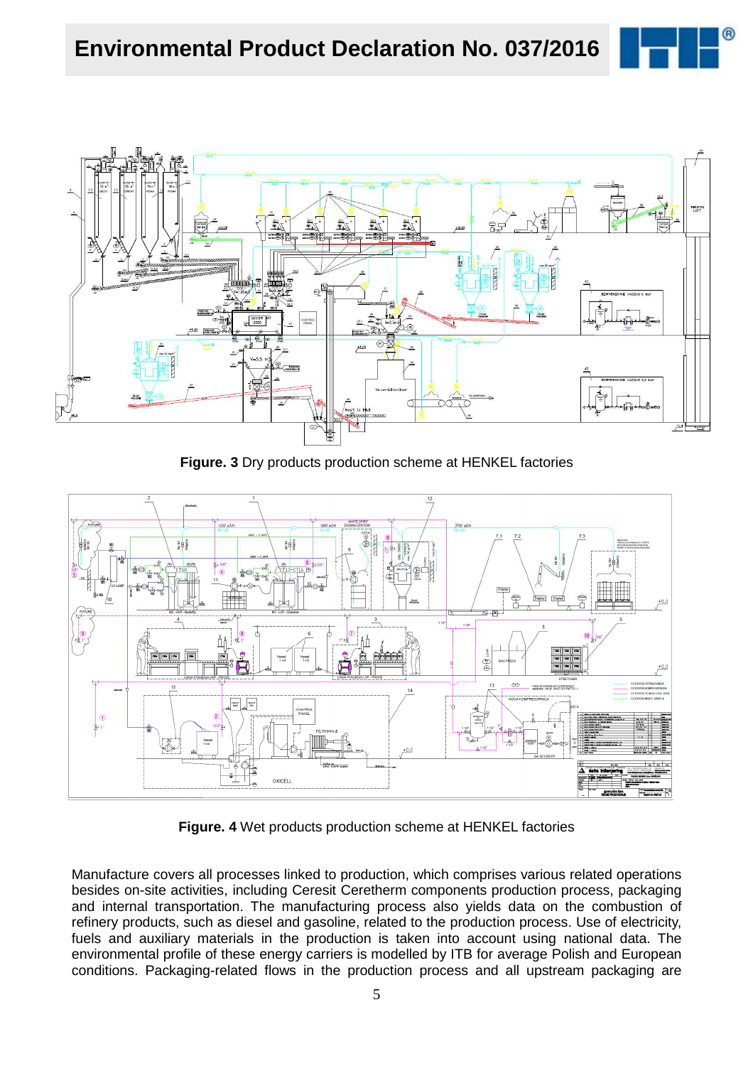**Figure. 3** Dry products production scheme at HENKEL factories

**Figure. 4** Wet products production scheme at HENKEL factories

Manufacture covers all processes linked to production, which comprises various related operations besides on-site activities, including Ceresit Ceretherm components production process, packaging and internal transportation. The manufacturing process also yields data on the combustion of refinery products, such as diesel and gasoline, related to the production process. Use of electricity, fuels and auxiliary materials in the production is taken into account using national data. The environmental profile of these energy carriers is modelled by ITB for average Polish and European conditions. Packaging-related flows in the production process and all upstream packaging are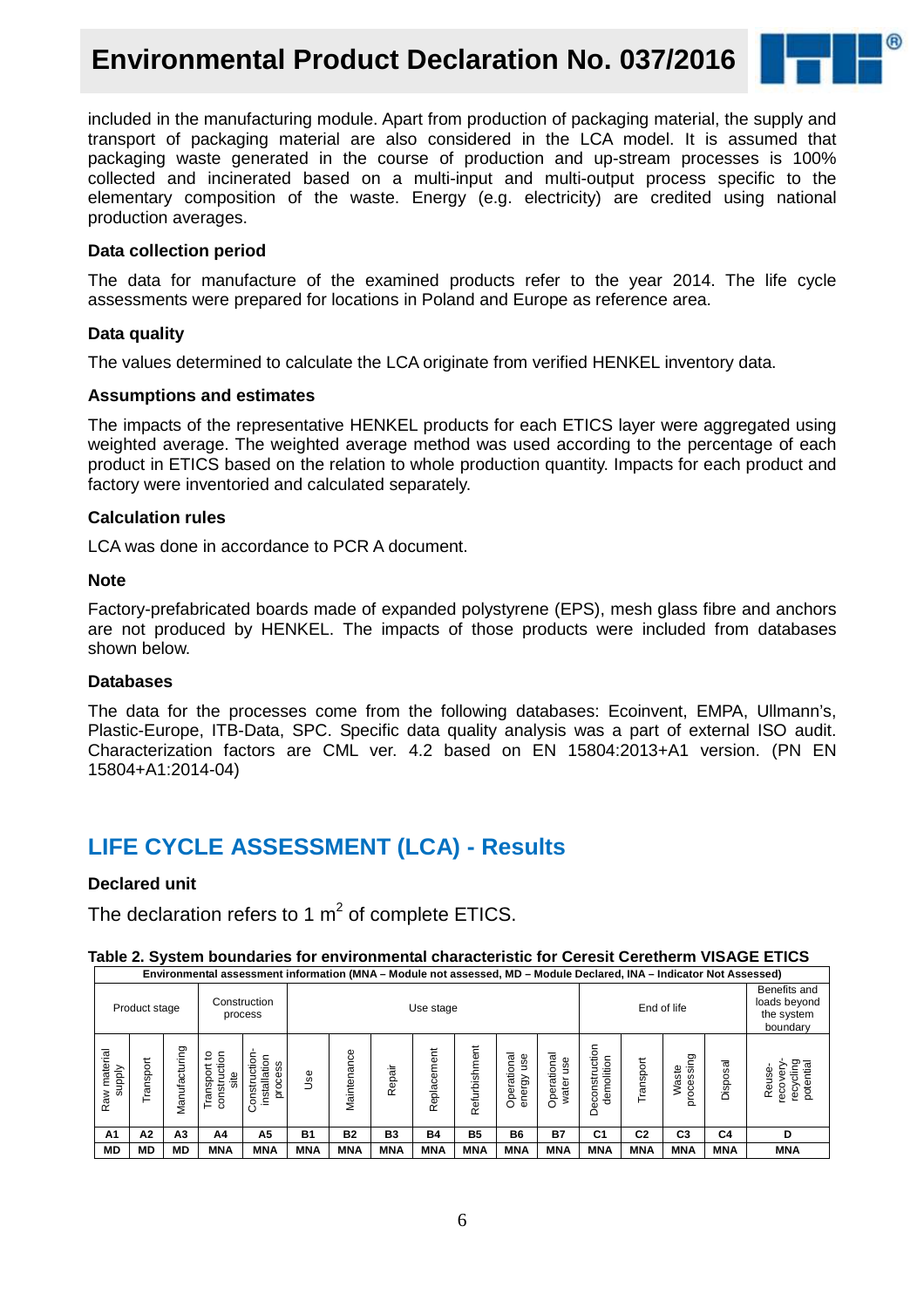included in the manufacturing module. Apart from production of packaging material, the supply and transport of packaging material are also considered in the LCA model. It is assumed that packaging waste generated in the course of production and up-stream processes is 100% collected and incinerated based on a multi-input and multi-output process specific to the elementary composition of the waste. Energy (e.g. electricity) are credited using national production averages.

### Data collection period

The data for manufacture of the examined products refer to the year 2014. The life cycle assessments were prepared for locations in Poland and Europe as reference area.

### Data quality

The values determined to calculate the LCA originate from verified HENKEL inventory data.

### Assumptions and estimates

The impacts of the representative HENKEL products for each ETICS layer were aggregated using weighted average. The weighted average method was used according to the percentage of each product in ETICS based on the relation to whole production quantity. Impacts for each product and factory were inventoried and calculated separately.

### Calculation rules

LCA was done in accordance to PCR A document.

### Note

Factory-prefabricated boards made of expanded polystyrene (EPS), mesh glass fibre and anchors are not produced by HENKEL. The impacts of those products were included from databases shown below.

### Databases

The data for the processes come from the following databases: Ecoinvent, EMPA, Ullmann's, Plastic-Europe, ITB-Data, SPC. Specific data quality analysis was a part of external ISO audit. Characterization factors are CML ver. 4.2 based on EN 15804:2013+A1 version. (PN EN 15804+A1:2014-04)

## LIFE CYCLE ASSESSMENT (LCA) - Results

### Declared unit

The declaration refers to 1 $m^2$ of complete ETICS.

**Table 2. System boundaries for environmental characteristic for Ceresit Ceretherm VISAGE ETICS**

| Environmental assessment information (MNA – Module not assessed, MD – Module Declared, INA – Indicator Not Assessed) | | | | | | | | | | | | | | | | |
|---|---|---|---|---|---|---|---|---|---|---|---|---|---|---|---|---|
| Product stage | | | Construction process | | Use stage | | | | | | | End of life | | | | Benefits and loads beyond the system boundary |
| Raw material supply | Transport | Manufacturing | Transport to construction site | Construction-installation process | Use | Maintenance | Repair | Replacement | Refurbishment | Operational energy use | Operational water use | Deconstruction demolition | Transport | Waste processing | Disposal | Reuse-recovery-recycling potential |
| A1 | A2 | A3 | A4 | A5 | B1 | B2 | B3 | B4 | B5 | B6 | B7 | C1 | C2 | C3 | C4 | D |
| MD | MD | MD | MNA | MNA | MNA | MNA | MNA | MNA | MNA | MNA | MNA | MNA | MNA | MNA | MNA | MNA |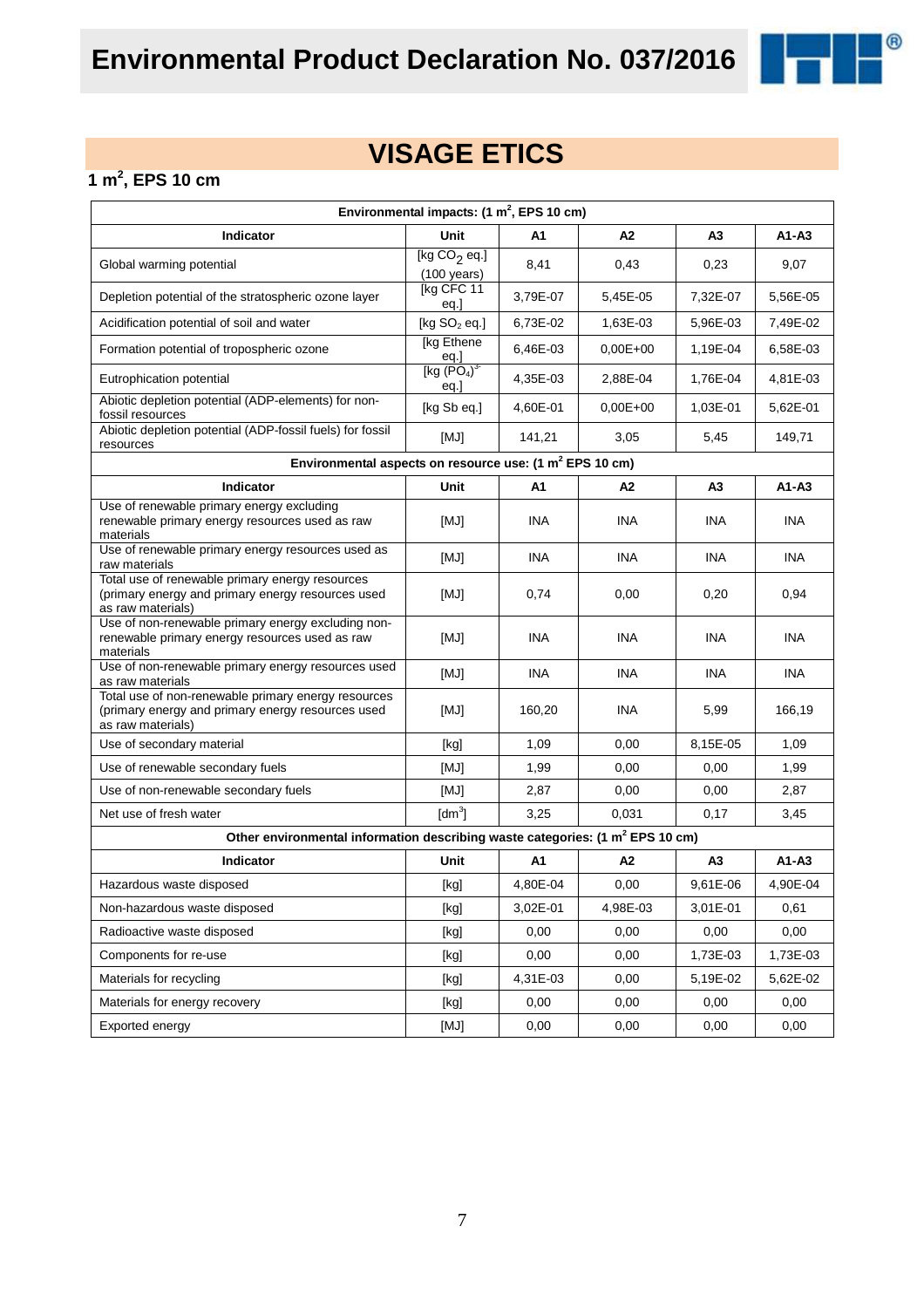# VISAGE ETICS

## 1 m$^2$, EPS 10 cm

| Environmental impacts: (1 m$^2$, EPS 10 cm) | | | | | |
|---|---|---|---|---|---|
| **Indicator** | **Unit** | **A1** | **A2** | **A3** | **A1-A3** |
| Global warming potential | [kg $CO_2$ eq.] (100 years) | 8,41 | 0,43 | 0,23 | 9,07 |
| Depletion potential of the stratospheric ozone layer | [kg CFC 11 eq.] | 3,79E-07 | 5,45E-05 | 7,32E-07 | 5,56E-05 |
| Acidification potential of soil and water | [kg $SO_2$ eq.] | 6,73E-02 | 1,63E-03 | 5,96E-03 | 7,49E-02 |
| Formation potential of tropospheric ozone | [kg Ethene eq.] | 6,46E-03 | 0,00E+00 | 1,19E-04 | 6,58E-03 |
| Eutrophication potential | [kg $(PO_4)^{3-}$ eq.] | 4,35E-03 | 2,88E-04 | 1,76E-04 | 4,81E-03 |
| Abiotic depletion potential (ADP-elements) for non-fossil resources | [kg Sb eq.] | 4,60E-01 | 0,00E+00 | 1,03E-01 | 5,62E-01 |
| Abiotic depletion potential (ADP-fossil fuels) for fossil resources | [MJ] | 141,21 | 3,05 | 5,45 | 149,71 |
| **Environmental aspects on resource use: (1 m$^2$ EPS 10 cm)** | | | | | |
| **Indicator** | **Unit** | **A1** | **A2** | **A3** | **A1-A3** |
| Use of renewable primary energy excluding renewable primary energy resources used as raw materials | [MJ] | INA | INA | INA | INA |
| Use of renewable primary energy resources used as raw materials | [MJ] | INA | INA | INA | INA |
| Total use of renewable primary energy resources (primary energy and primary energy resources used as raw materials) | [MJ] | 0,74 | 0,00 | 0,20 | 0,94 |
| Use of non-renewable primary energy excluding non-renewable primary energy resources used as raw materials | [MJ] | INA | INA | INA | INA |
| Use of non-renewable primary energy resources used as raw materials | [MJ] | INA | INA | INA | INA |
| Total use of non-renewable primary energy resources (primary energy and primary energy resources used as raw materials) | [MJ] | 160,20 | INA | 5,99 | 166,19 |
| Use of secondary material | [kg] | 1,09 | 0,00 | 8,15E-05 | 1,09 |
| Use of renewable secondary fuels | [MJ] | 1,99 | 0,00 | 0,00 | 1,99 |
| Use of non-renewable secondary fuels | [MJ] | 2,87 | 0,00 | 0,00 | 2,87 |
| Net use of fresh water | [dm$^3$] | 3,25 | 0,031 | 0,17 | 3,45 |
| **Other environmental information describing waste categories: (1 m$^2$ EPS 10 cm)** | | | | | |
| **Indicator** | **Unit** | **A1** | **A2** | **A3** | **A1-A3** |
| Hazardous waste disposed | [kg] | 4,80E-04 | 0,00 | 9,61E-06 | 4,90E-04 |
| Non-hazardous waste disposed | [kg] | 3,02E-01 | 4,98E-03 | 3,01E-01 | 0,61 |
| Radioactive waste disposed | [kg] | 0,00 | 0,00 | 0,00 | 0,00 |
| Components for re-use | [kg] | 0,00 | 0,00 | 1,73E-03 | 1,73E-03 |
| Materials for recycling | [kg] | 4,31E-03 | 0,00 | 5,19E-02 | 5,62E-02 |
| Materials for energy recovery | [kg] | 0,00 | 0,00 | 0,00 | 0,00 |
| Exported energy | [MJ] | 0,00 | 0,00 | 0,00 | 0,00 |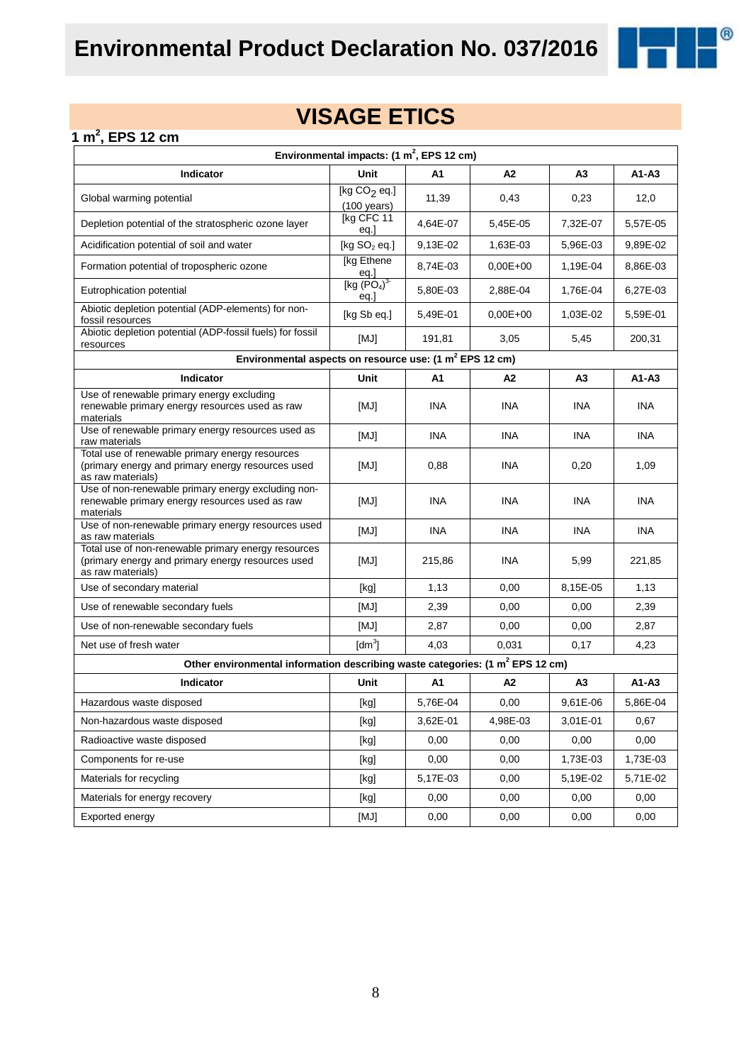# Environmental Product Declaration No. 037/2016

## VISAGE ETICS

### 1 $m^2$, EPS 12 cm

| Environmental impacts: (1 $m^2$, EPS 12 cm) | | | | | |
|---|---|---|---|---|---|
| **Indicator** | **Unit** | **A1** | **A2** | **A3** | **A1-A3** |
| Global warming potential | [kg $CO_2$ eq.] (100 years) | 11,39 | 0,43 | 0,23 | 12,0 |
| Depletion potential of the stratospheric ozone layer | [kg CFC 11 eq.] | 4,64E-07 | 5,45E-05 | 7,32E-07 | 5,57E-05 |
| Acidification potential of soil and water | [kg $SO_2$ eq.] | 9,13E-02 | 1,63E-03 | 5,96E-03 | 9,89E-02 |
| Formation potential of tropospheric ozone | [kg Ethene eq.] | 8,74E-03 | 0,00E+00 | 1,19E-04 | 8,86E-03 |
| Eutrophication potential | [kg $(PO_4)^{3-}$ eq.] | 5,80E-03 | 2,88E-04 | 1,76E-04 | 6,27E-03 |
| Abiotic depletion potential (ADP-elements) for non-fossil resources | [kg Sb eq.] | 5,49E-01 | 0,00E+00 | 1,03E-02 | 5,59E-01 |
| Abiotic depletion potential (ADP-fossil fuels) for fossil resources | [MJ] | 191,81 | 3,05 | 5,45 | 200,31 |
| **Environmental aspects on resource use: (1 $m^2$ EPS 12 cm)** | | | | | |
| **Indicator** | **Unit** | **A1** | **A2** | **A3** | **A1-A3** |
| Use of renewable primary energy excluding renewable primary energy resources used as raw materials | [MJ] | INA | INA | INA | INA |
| Use of renewable primary energy resources used as raw materials | [MJ] | INA | INA | INA | INA |
| Total use of renewable primary energy resources (primary energy and primary energy resources used as raw materials) | [MJ] | 0,88 | INA | 0,20 | 1,09 |
| Use of non-renewable primary energy excluding non-renewable primary energy resources used as raw materials | [MJ] | INA | INA | INA | INA |
| Use of non-renewable primary energy resources used as raw materials | [MJ] | INA | INA | INA | INA |
| Total use of non-renewable primary energy resources (primary energy and primary energy resources used as raw materials) | [MJ] | 215,86 | INA | 5,99 | 221,85 |
| Use of secondary material | [kg] | 1,13 | 0,00 | 8,15E-05 | 1,13 |
| Use of renewable secondary fuels | [MJ] | 2,39 | 0,00 | 0,00 | 2,39 |
| Use of non-renewable secondary fuels | [MJ] | 2,87 | 0,00 | 0,00 | 2,87 |
| Net use of fresh water | [$dm^3$] | 4,03 | 0,031 | 0,17 | 4,23 |
| **Other environmental information describing waste categories: (1 $m^2$ EPS 12 cm)** | | | | | |
| **Indicator** | **Unit** | **A1** | **A2** | **A3** | **A1-A3** |
| Hazardous waste disposed | [kg] | 5,76E-04 | 0,00 | 9,61E-06 | 5,86E-04 |
| Non-hazardous waste disposed | [kg] | 3,62E-01 | 4,98E-03 | 3,01E-01 | 0,67 |
| Radioactive waste disposed | [kg] | 0,00 | 0,00 | 0,00 | 0,00 |
| Components for re-use | [kg] | 0,00 | 0,00 | 1,73E-03 | 1,73E-03 |
| Materials for recycling | [kg] | 5,17E-03 | 0,00 | 5,19E-02 | 5,71E-02 |
| Materials for energy recovery | [kg] | 0,00 | 0,00 | 0,00 | 0,00 |
| Exported energy | [MJ] | 0,00 | 0,00 | 0,00 | 0,00 |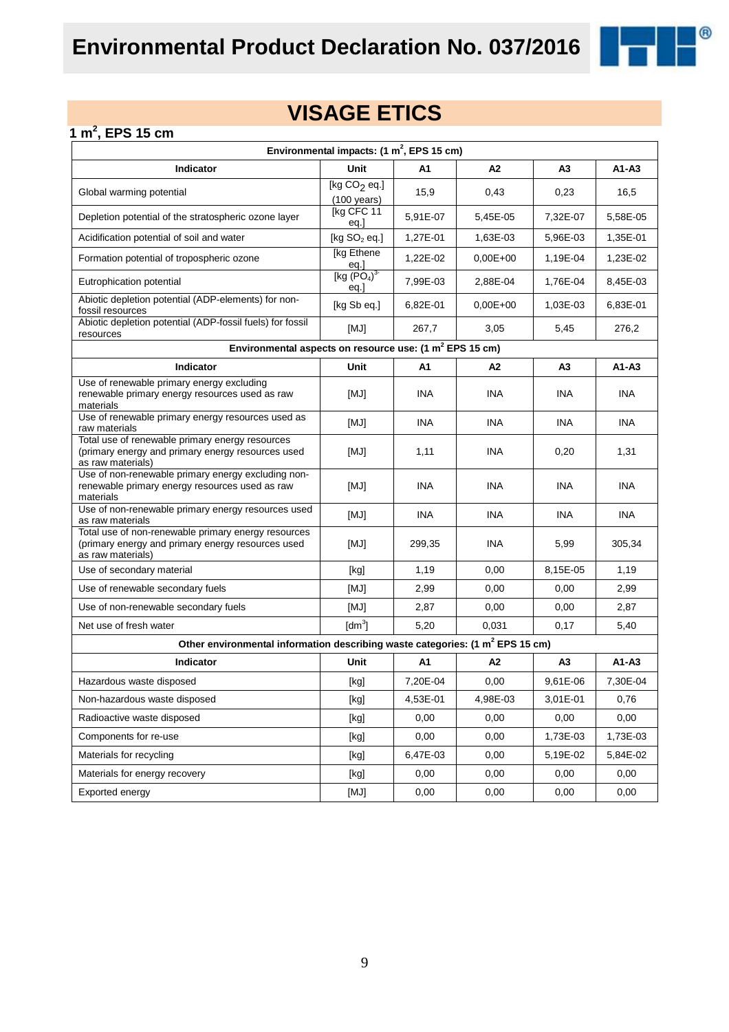# VISAGE ETICS

## 1 $m^2$, EPS 15 cm

| Environmental impacts: (1 $m^2$, EPS 15 cm) | | | | | |
|---|---|---|---|---|---|
| **Indicator** | **Unit** | **A1** | **A2** | **A3** | **A1-A3** |
| Global warming potential | [kg $CO_2$ eq.] (100 years) | 15,9 | 0,43 | 0,23 | 16,5 |
| Depletion potential of the stratospheric ozone layer | [kg CFC 11 eq.] | 5,91E-07 | 5,45E-05 | 7,32E-07 | 5,58E-05 |
| Acidification potential of soil and water | [kg $SO_2$ eq.] | 1,27E-01 | 1,63E-03 | 5,96E-03 | 1,35E-01 |
| Formation potential of tropospheric ozone | [kg Ethene eq.] | 1,22E-02 | 0,00E+00 | 1,19E-04 | 1,23E-02 |
| Eutrophication potential | [kg $(PO_4)^{3-}$ eq.] | 7,99E-03 | 2,88E-04 | 1,76E-04 | 8,45E-03 |
| Abiotic depletion potential (ADP-elements) for non-fossil resources | [kg Sb eq.] | 6,82E-01 | 0,00E+00 | 1,03E-03 | 6,83E-01 |
| Abiotic depletion potential (ADP-fossil fuels) for fossil resources | [MJ] | 267,7 | 3,05 | 5,45 | 276,2 |
| **Environmental aspects on resource use: (1 $m^2$ EPS 15 cm)** | | | | | |
| **Indicator** | **Unit** | **A1** | **A2** | **A3** | **A1-A3** |
| Use of renewable primary energy excluding renewable primary energy resources used as raw materials | [MJ] | INA | INA | INA | INA |
| Use of renewable primary energy resources used as raw materials | [MJ] | INA | INA | INA | INA |
| Total use of renewable primary energy resources (primary energy and primary energy resources used as raw materials) | [MJ] | 1,11 | INA | 0,20 | 1,31 |
| Use of non-renewable primary energy excluding non-renewable primary energy resources used as raw materials | [MJ] | INA | INA | INA | INA |
| Use of non-renewable primary energy resources used as raw materials | [MJ] | INA | INA | INA | INA |
| Total use of non-renewable primary energy resources (primary energy and primary energy resources used as raw materials) | [MJ] | 299,35 | INA | 5,99 | 305,34 |
| Use of secondary material | [kg] | 1,19 | 0,00 | 8,15E-05 | 1,19 |
| Use of renewable secondary fuels | [MJ] | 2,99 | 0,00 | 0,00 | 2,99 |
| Use of non-renewable secondary fuels | [MJ] | 2,87 | 0,00 | 0,00 | 2,87 |
| Net use of fresh water | [$dm^3$] | 5,20 | 0,031 | 0,17 | 5,40 |
| **Other environmental information describing waste categories: (1 $m^2$ EPS 15 cm)** | | | | | |
| **Indicator** | **Unit** | **A1** | **A2** | **A3** | **A1-A3** |
| Hazardous waste disposed | [kg] | 7,20E-04 | 0,00 | 9,61E-06 | 7,30E-04 |
| Non-hazardous waste disposed | [kg] | 4,53E-01 | 4,98E-03 | 3,01E-01 | 0,76 |
| Radioactive waste disposed | [kg] | 0,00 | 0,00 | 0,00 | 0,00 |
| Components for re-use | [kg] | 0,00 | 0,00 | 1,73E-03 | 1,73E-03 |
| Materials for recycling | [kg] | 6,47E-03 | 0,00 | 5,19E-02 | 5,84E-02 |
| Materials for energy recovery | [kg] | 0,00 | 0,00 | 0,00 | 0,00 |
| Exported energy | [MJ] | 0,00 | 0,00 | 0,00 | 0,00 |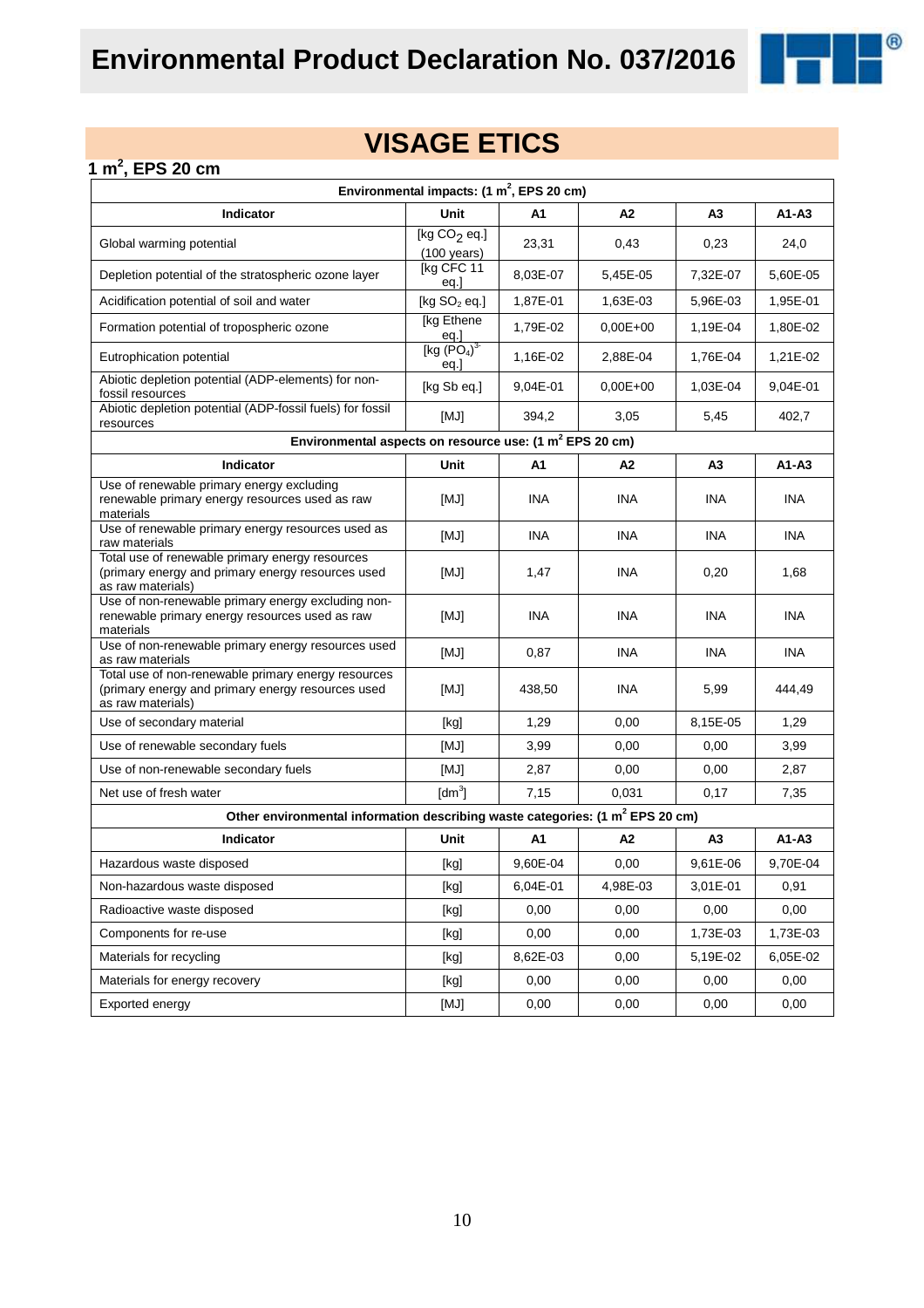# Environmental Product Declaration No. 037/2016

## VISAGE ETICS

### 1 $m^2$, EPS 20 cm

| Environmental impacts: (1 $m^2$, EPS 20 cm) | | | | | |
|---|---|---|---|---|---|
| **Indicator** | **Unit** | **A1** | **A2** | **A3** | **A1-A3** |
| Global warming potential | [kg $CO_2$ eq.] (100 years) | 23,31 | 0,43 | 0,23 | 24,0 |
| Depletion potential of the stratospheric ozone layer | [kg CFC 11 eq.] | 8,03E-07 | 5,45E-05 | 7,32E-07 | 5,60E-05 |
| Acidification potential of soil and water | [kg $SO_2$ eq.] | 1,87E-01 | 1,63E-03 | 5,96E-03 | 1,95E-01 |
| Formation potential of tropospheric ozone | [kg Ethene eq.] | 1,79E-02 | 0,00E+00 | 1,19E-04 | 1,80E-02 |
| Eutrophication potential | [kg $(PO_4)^{3-}$ eq.] | 1,16E-02 | 2,88E-04 | 1,76E-04 | 1,21E-02 |
| Abiotic depletion potential (ADP-elements) for non-fossil resources | [kg Sb eq.] | 9,04E-01 | 0,00E+00 | 1,03E-04 | 9,04E-01 |
| Abiotic depletion potential (ADP-fossil fuels) for fossil resources | [MJ] | 394,2 | 3,05 | 5,45 | 402,7 |
| **Environmental aspects on resource use: (1 $m^2$ EPS 20 cm)** | | | | | |
| **Indicator** | **Unit** | **A1** | **A2** | **A3** | **A1-A3** |
| Use of renewable primary energy excluding renewable primary energy resources used as raw materials | [MJ] | INA | INA | INA | INA |
| Use of renewable primary energy resources used as raw materials | [MJ] | INA | INA | INA | INA |
| Total use of renewable primary energy resources (primary energy and primary energy resources used as raw materials) | [MJ] | 1,47 | INA | 0,20 | 1,68 |
| Use of non-renewable primary energy excluding non-renewable primary energy resources used as raw materials | [MJ] | INA | INA | INA | INA |
| Use of non-renewable primary energy resources used as raw materials | [MJ] | 0,87 | INA | INA | INA |
| Total use of non-renewable primary energy resources (primary energy and primary energy resources used as raw materials) | [MJ] | 438,50 | INA | 5,99 | 444,49 |
| Use of secondary material | [kg] | 1,29 | 0,00 | 8,15E-05 | 1,29 |
| Use of renewable secondary fuels | [MJ] | 3,99 | 0,00 | 0,00 | 3,99 |
| Use of non-renewable secondary fuels | [MJ] | 2,87 | 0,00 | 0,00 | 2,87 |
| Net use of fresh water | [$dm^3$] | 7,15 | 0,031 | 0,17 | 7,35 |
| **Other environmental information describing waste categories: (1 $m^2$ EPS 20 cm)** | | | | | |
| **Indicator** | **Unit** | **A1** | **A2** | **A3** | **A1-A3** |
| Hazardous waste disposed | [kg] | 9,60E-04 | 0,00 | 9,61E-06 | 9,70E-04 |
| Non-hazardous waste disposed | [kg] | 6,04E-01 | 4,98E-03 | 3,01E-01 | 0,91 |
| Radioactive waste disposed | [kg] | 0,00 | 0,00 | 0,00 | 0,00 |
| Components for re-use | [kg] | 0,00 | 0,00 | 1,73E-03 | 1,73E-03 |
| Materials for recycling | [kg] | 8,62E-03 | 0,00 | 5,19E-02 | 6,05E-02 |
| Materials for energy recovery | [kg] | 0,00 | 0,00 | 0,00 | 0,00 |
| Exported energy | [MJ] | 0,00 | 0,00 | 0,00 | 0,00 |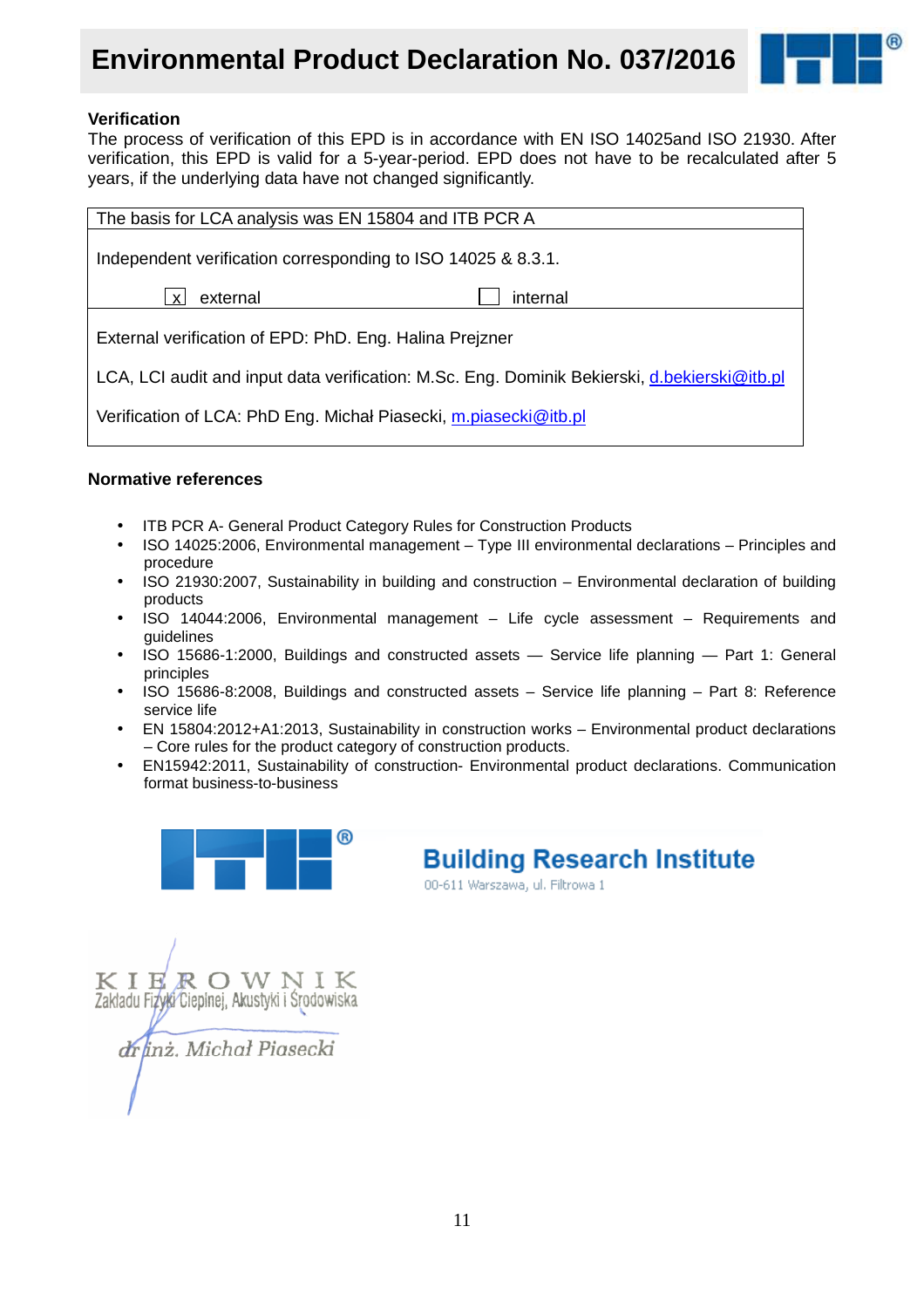## Verification

The process of verification of this EPD is in accordance with EN ISO 14025and ISO 21930. After verification, this EPD is valid for a 5-year-period. EPD does not have to be recalculated after 5 years, if the underlying data have not changed significantly.

| The basis for LCA analysis was EN 15804 and ITB PCR A | |
|---|---|
| Independent verification corresponding to ISO 14025 & 8.3.1. | |
| [x] external | [ ] internal |
| External verification of EPD: PhD. Eng. Halina Prejzner | |
| LCA, LCI audit and input data verification: M.Sc. Eng. Dominik Bekierski, d.bekierski@itb.pl | |
| Verification of LCA: PhD Eng. Michał Piasecki, m.piasecki@itb.pl | |

## Normative references

- ITB PCR A- General Product Category Rules for Construction Products
- ISO 14025:2006, Environmental management – Type III environmental declarations – Principles and procedure
- ISO 21930:2007, Sustainability in building and construction – Environmental declaration of building products
- ISO 14044:2006, Environmental management – Life cycle assessment – Requirements and guidelines
- ISO 15686-1:2000, Buildings and constructed assets — Service life planning — Part 1: General principles
- ISO 15686-8:2008, Buildings and constructed assets – Service life planning – Part 8: Reference service life
- EN 15804:2012+A1:2013, Sustainability in construction works – Environmental product declarations – Core rules for the product category of construction products.
- EN15942:2011, Sustainability of construction- Environmental product declarations. Communication format business-to-business

**Building Research Institute**
00-611 Warszawa, ul. Filtrowa 1

KIEROWNIK
Zakładu Fizyki Cieplnej, Akustyki i Środowiska
dr inż. Michał Piasecki